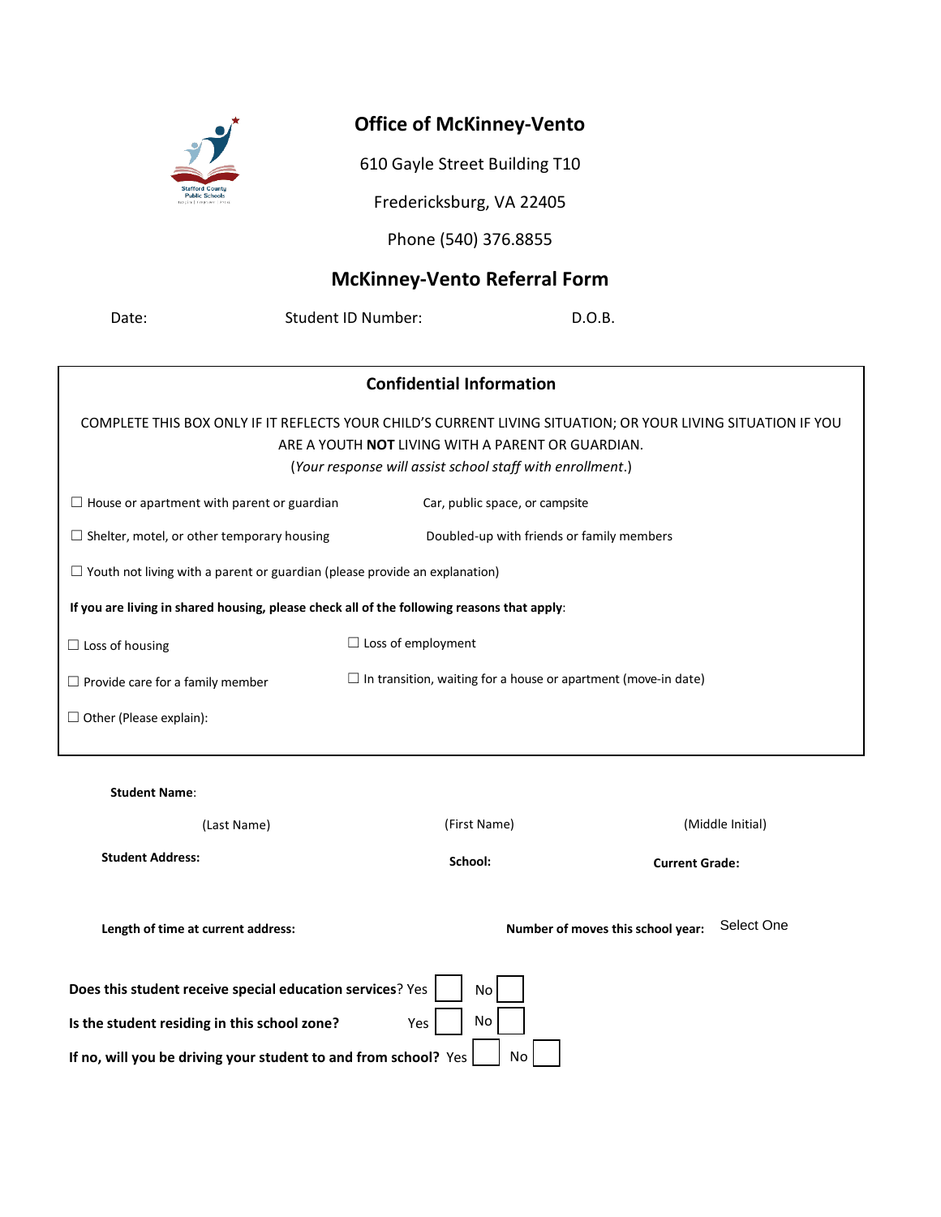## Office of McKinney-Vento

610 Gayle Street Building T10

Fredericksburg, VA 22405

Phone (540) 376.8855

## McKinney-Vento Referral Form

Date: Student ID Number: D.O.B.

### Confidential Information

COMPLETE THIS BOX ONLY IF IT REFLECTS YOUR CHILD'S CURRENT LIVING SITUATION; OR YOUR LIVING SITUATION IF YOU ARE A YOUTH **NOT** LIVING WITH A PARENT OR GUARDIAN.

(*Your response will assist school staff with enrollment*.)

☐ House or apartment with parent or guardian

Car, public space, or campsite

☐ Shelter, motel, or other temporary housing

Doubled-up with friends or family members

☐ Youth not living with a parent or guardian (please provide an explanation)

**If you are living in shared housing, please check all of the following reasons that apply**:

☐ Loss of housing

☐ Loss of employment

☐ Provide care for a family member

☐ In transition, waiting for a house or apartment (move-in date)

☐ Other (Please explain):

**Student Name**:

(Last Name) (First Name) (Middle Initial)

**Student Address:** **School:** **Current Grade:**

**Length of time at current address:** **Number of moves this school year:** Select One

**Does this student receive special education services**? Yes ☐ No ☐

**Is the student residing in this school zone?** Yes ☐ No ☐

**If no, will you be driving your student to and from school?** Yes ☐ No ☐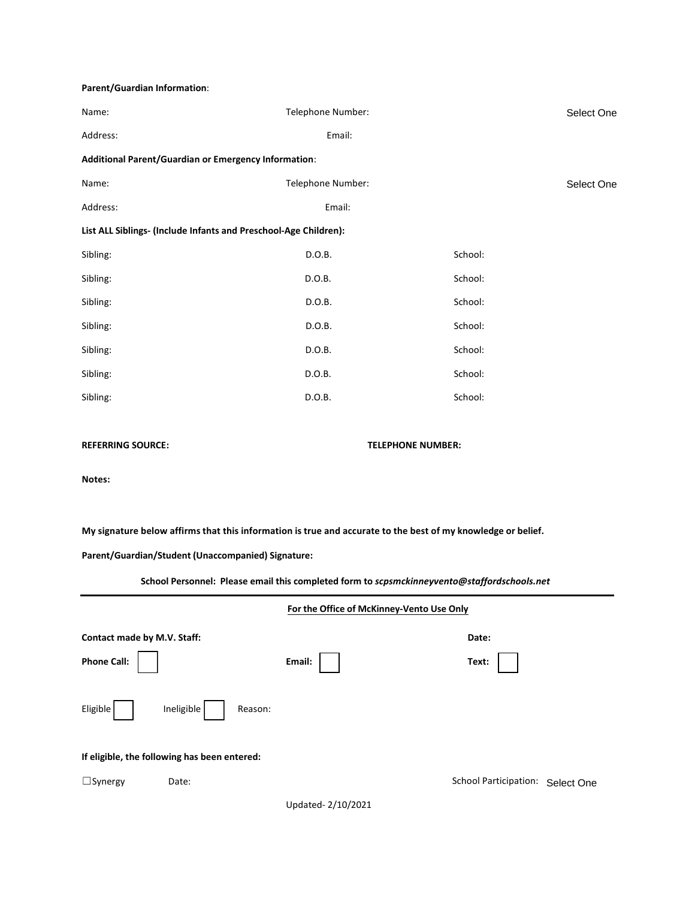**Parent/Guardian Information**:

Name: Telephone Number: Select One

Address: Email:

**Additional Parent/Guardian or Emergency Information**:

Name: Telephone Number: Select One

Address: Email:

**List ALL Siblings- (Include Infants and Preschool-Age Children):**

| | | |
|---|---|---|
| Sibling: | D.O.B. | School: |
| Sibling: | D.O.B. | School: |
| Sibling: | D.O.B. | School: |
| Sibling: | D.O.B. | School: |
| Sibling: | D.O.B. | School: |
| Sibling: | D.O.B. | School: |
| Sibling: | D.O.B. | School: |

**REFERRING SOURCE:** **TELEPHONE NUMBER:**

**Notes:**

**My signature below affirms that this information is true and accurate to the best of my knowledge or belief.**

**Parent/Guardian/Student (Unaccompanied) Signature:**

**School Personnel: Please email this completed form to *scpsmckinneyvento@staffordschools.net***

---

**For the Office of McKinney-Vento Use Only**

**Contact made by M.V. Staff:** **Date:**

**Phone Call:** ☐ **Email:** ☐ **Text:** ☐

Eligible ☐ Ineligible ☐ Reason:

**If eligible, the following has been entered:**

☐Synergy Date: School Participation: Select One

Updated- 2/10/2021